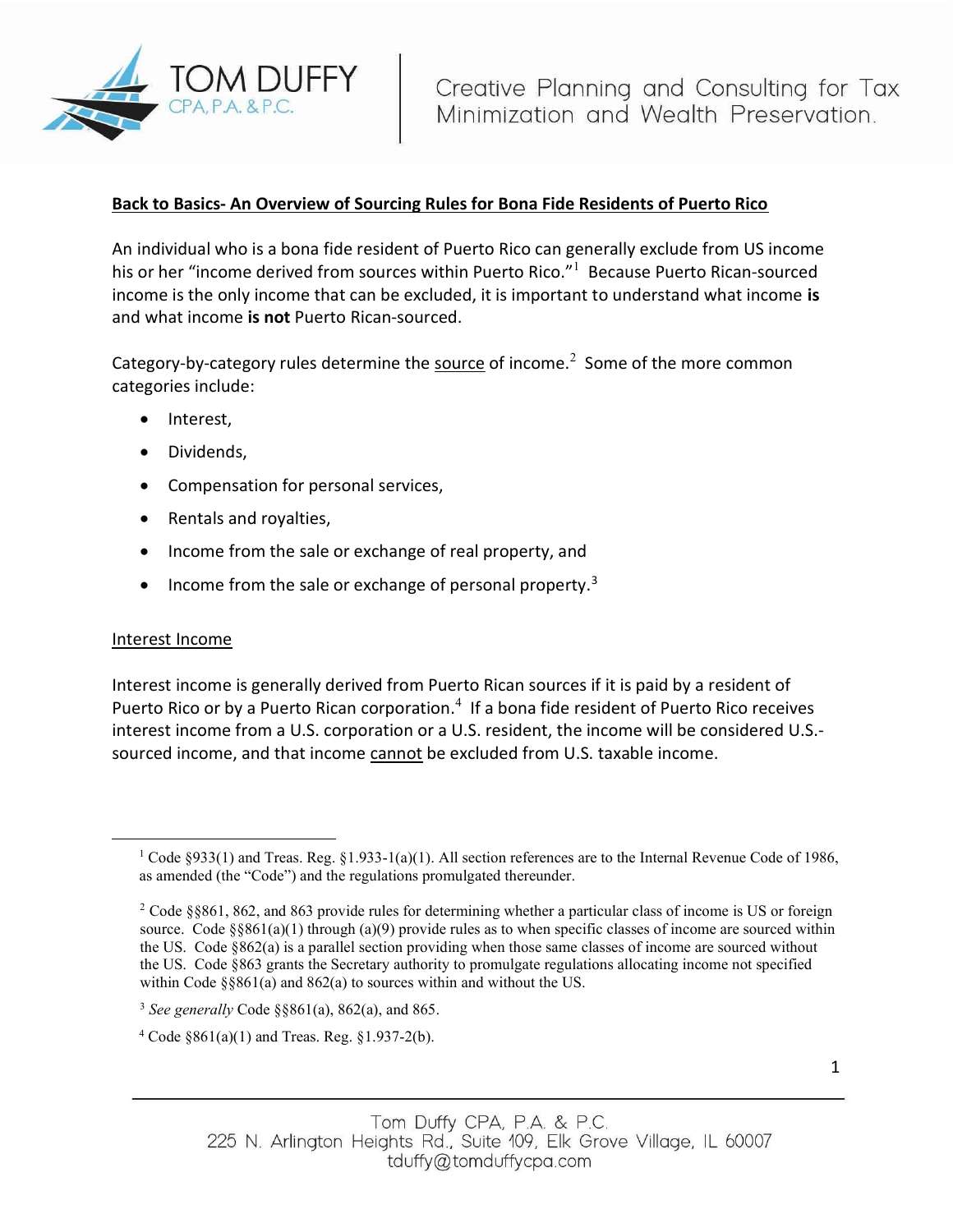## Back to Basics- An Overview of Sourcing Rules for Bona Fide Residents of Puerto Rico

An individual who is a bona fide resident of Puerto Rico can generally exclude from US income his or her "income derived from sources within Puerto Rico."[1] Because Puerto Rican-sourced income is the only income that can be excluded, it is important to understand what income **is** and what income **is not** Puerto Rican-sourced.

Category-by-category rules determine the source of income.[2] Some of the more common categories include:

- Interest,
- Dividends,
- Compensation for personal services,
- Rentals and royalties,
- Income from the sale or exchange of real property, and
- Income from the sale or exchange of personal property.[3]

### Interest Income

Interest income is generally derived from Puerto Rican sources if it is paid by a resident of Puerto Rico or by a Puerto Rican corporation.[4] If a bona fide resident of Puerto Rico receives interest income from a U.S. corporation or a U.S. resident, the income will be considered U.S.-sourced income, and that income cannot be excluded from U.S. taxable income.

---

[1] Code §933(1) and Treas. Reg. §1.933-1(a)(1). All section references are to the Internal Revenue Code of 1986, as amended (the "Code") and the regulations promulgated thereunder.

[2] Code §§861, 862, and 863 provide rules for determining whether a particular class of income is US or foreign source. Code §§861(a)(1) through (a)(9) provide rules as to when specific classes of income are sourced within the US. Code §862(a) is a parallel section providing when those same classes of income are sourced without the US. Code §863 grants the Secretary authority to promulgate regulations allocating income not specified within Code §§861(a) and 862(a) to sources within and without the US.

[3] *See generally* Code §§861(a), 862(a), and 865.

[4] Code §861(a)(1) and Treas. Reg. §1.937-2(b).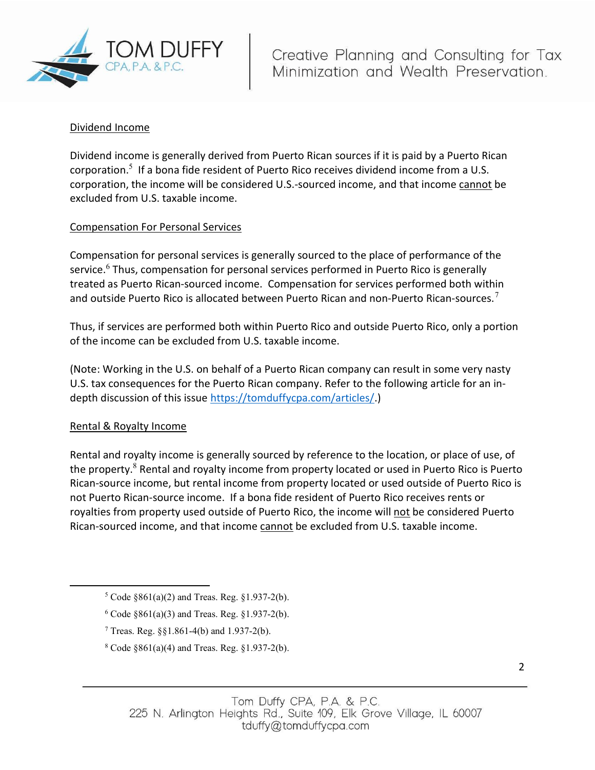Dividend Income

Dividend income is generally derived from Puerto Rican sources if it is paid by a Puerto Rican corporation.[5] If a bona fide resident of Puerto Rico receives dividend income from a U.S. corporation, the income will be considered U.S.-sourced income, and that income cannot be excluded from U.S. taxable income.

Compensation For Personal Services

Compensation for personal services is generally sourced to the place of performance of the service.[6] Thus, compensation for personal services performed in Puerto Rico is generally treated as Puerto Rican-sourced income. Compensation for services performed both within and outside Puerto Rico is allocated between Puerto Rican and non-Puerto Rican-sources.[7]

Thus, if services are performed both within Puerto Rico and outside Puerto Rico, only a portion of the income can be excluded from U.S. taxable income.

(Note: Working in the U.S. on behalf of a Puerto Rican company can result in some very nasty U.S. tax consequences for the Puerto Rican company. Refer to the following article for an in-depth discussion of this issue https://tomduffycpa.com/articles/.)

Rental & Royalty Income

Rental and royalty income is generally sourced by reference to the location, or place of use, of the property.[8] Rental and royalty income from property located or used in Puerto Rico is Puerto Rican-source income, but rental income from property located or used outside of Puerto Rico is not Puerto Rican-source income. If a bona fide resident of Puerto Rico receives rents or royalties from property used outside of Puerto Rico, the income will not be considered Puerto Rican-sourced income, and that income cannot be excluded from U.S. taxable income.

---

[5] Code §861(a)(2) and Treas. Reg. §1.937-2(b).

[6] Code §861(a)(3) and Treas. Reg. §1.937-2(b).

[7] Treas. Reg. §§1.861-4(b) and 1.937-2(b).

[8] Code §861(a)(4) and Treas. Reg. §1.937-2(b).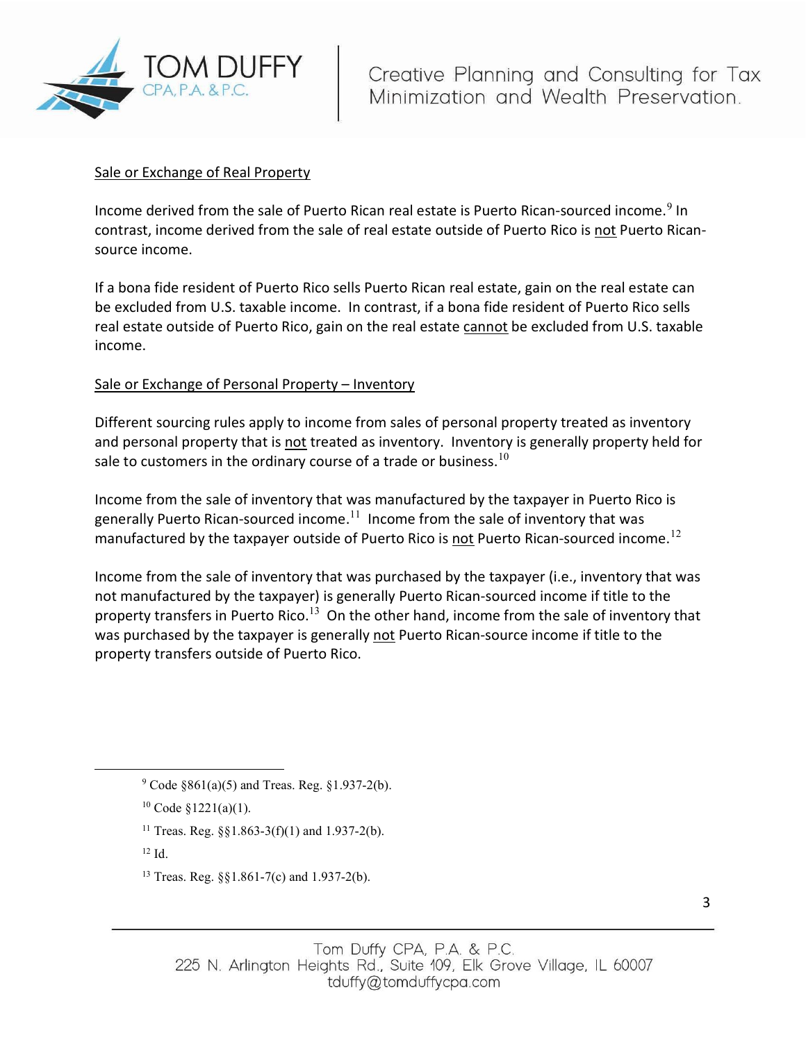Sale or Exchange of Real Property

Income derived from the sale of Puerto Rican real estate is Puerto Rican-sourced income.[9] In contrast, income derived from the sale of real estate outside of Puerto Rico is not Puerto Rican-source income.

If a bona fide resident of Puerto Rico sells Puerto Rican real estate, gain on the real estate can be excluded from U.S. taxable income. In contrast, if a bona fide resident of Puerto Rico sells real estate outside of Puerto Rico, gain on the real estate cannot be excluded from U.S. taxable income.

Sale or Exchange of Personal Property – Inventory

Different sourcing rules apply to income from sales of personal property treated as inventory and personal property that is not treated as inventory. Inventory is generally property held for sale to customers in the ordinary course of a trade or business.[10]

Income from the sale of inventory that was manufactured by the taxpayer in Puerto Rico is generally Puerto Rican-sourced income.[11] Income from the sale of inventory that was manufactured by the taxpayer outside of Puerto Rico is not Puerto Rican-sourced income.[12]

Income from the sale of inventory that was purchased by the taxpayer (i.e., inventory that was not manufactured by the taxpayer) is generally Puerto Rican-sourced income if title to the property transfers in Puerto Rico.[13] On the other hand, income from the sale of inventory that was purchased by the taxpayer is generally not Puerto Rican-source income if title to the property transfers outside of Puerto Rico.

---

[9] Code §861(a)(5) and Treas. Reg. §1.937-2(b).

[10] Code §1221(a)(1).

[11] Treas. Reg. §§1.863-3(f)(1) and 1.937-2(b).

[12] Id.

[13] Treas. Reg. §§1.861-7(c) and 1.937-2(b).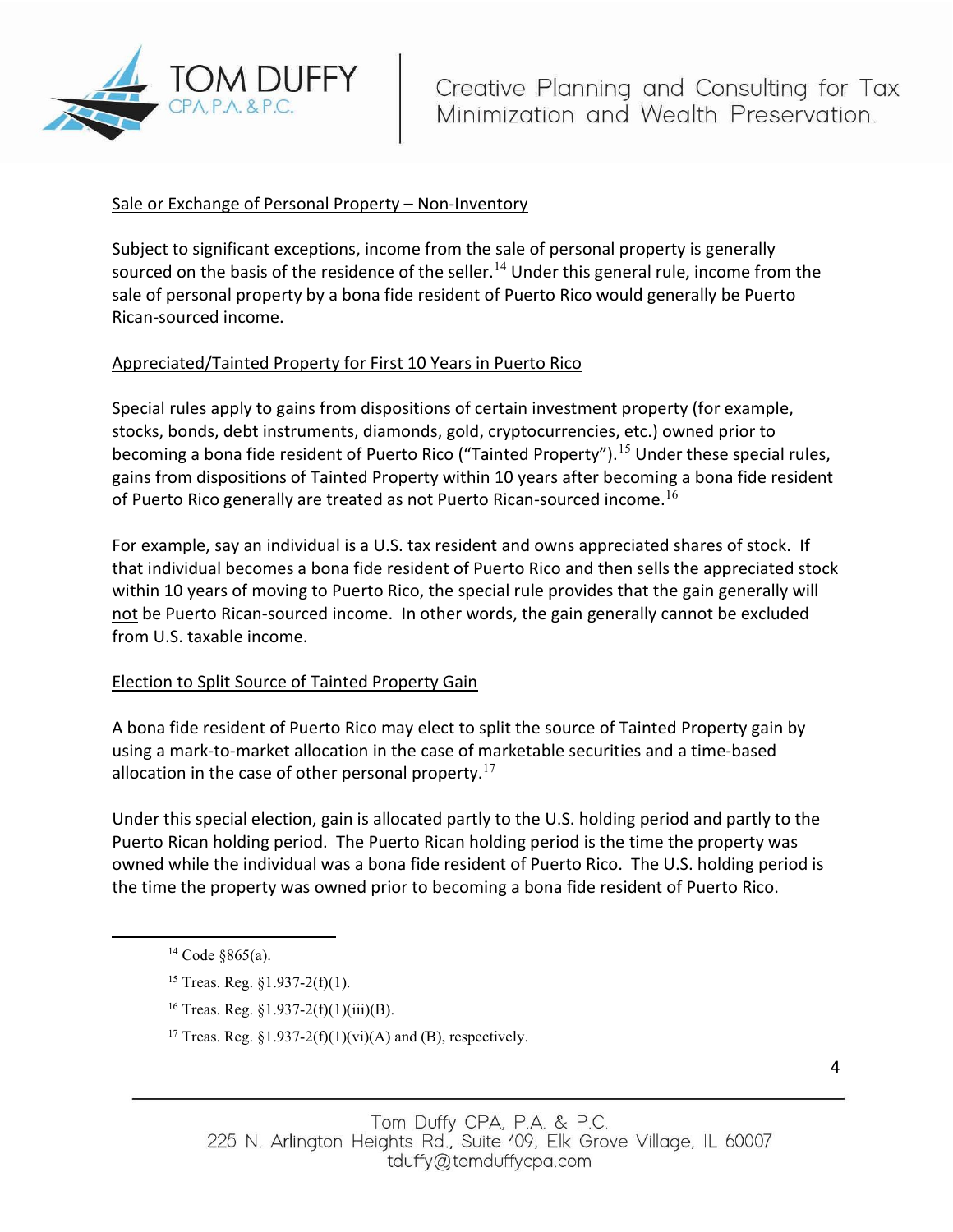## Sale or Exchange of Personal Property – Non-Inventory

Subject to significant exceptions, income from the sale of personal property is generally sourced on the basis of the residence of the seller.[14] Under this general rule, income from the sale of personal property by a bona fide resident of Puerto Rico would generally be Puerto Rican-sourced income.

## Appreciated/Tainted Property for First 10 Years in Puerto Rico

Special rules apply to gains from dispositions of certain investment property (for example, stocks, bonds, debt instruments, diamonds, gold, cryptocurrencies, etc.) owned prior to becoming a bona fide resident of Puerto Rico ("Tainted Property").[15] Under these special rules, gains from dispositions of Tainted Property within 10 years after becoming a bona fide resident of Puerto Rico generally are treated as not Puerto Rican-sourced income.[16]

For example, say an individual is a U.S. tax resident and owns appreciated shares of stock. If that individual becomes a bona fide resident of Puerto Rico and then sells the appreciated stock within 10 years of moving to Puerto Rico, the special rule provides that the gain generally will not be Puerto Rican-sourced income. In other words, the gain generally cannot be excluded from U.S. taxable income.

## Election to Split Source of Tainted Property Gain

A bona fide resident of Puerto Rico may elect to split the source of Tainted Property gain by using a mark-to-market allocation in the case of marketable securities and a time-based allocation in the case of other personal property.[17]

Under this special election, gain is allocated partly to the U.S. holding period and partly to the Puerto Rican holding period. The Puerto Rican holding period is the time the property was owned while the individual was a bona fide resident of Puerto Rico. The U.S. holding period is the time the property was owned prior to becoming a bona fide resident of Puerto Rico.

---

[14] Code §865(a).

[15] Treas. Reg. §1.937-2(f)(1).

[16] Treas. Reg. §1.937-2(f)(1)(iii)(B).

[17] Treas. Reg. §1.937-2(f)(1)(vi)(A) and (B), respectively.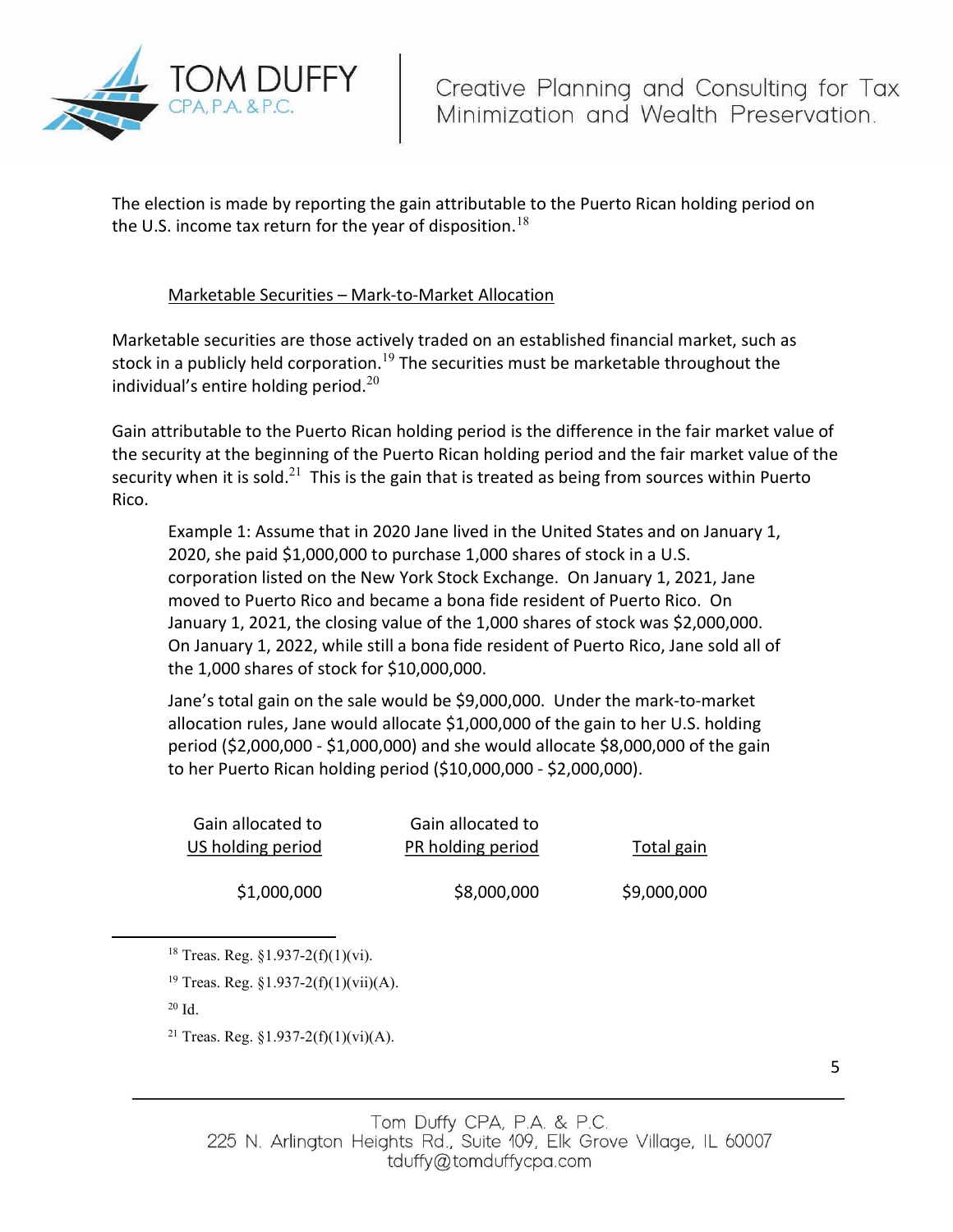The election is made by reporting the gain attributable to the Puerto Rican holding period on the U.S. income tax return for the year of disposition.[18]

### Marketable Securities – Mark-to-Market Allocation

Marketable securities are those actively traded on an established financial market, such as stock in a publicly held corporation.[19] The securities must be marketable throughout the individual's entire holding period.[20]

Gain attributable to the Puerto Rican holding period is the difference in the fair market value of the security at the beginning of the Puerto Rican holding period and the fair market value of the security when it is sold.[21] This is the gain that is treated as being from sources within Puerto Rico.

> Example 1: Assume that in 2020 Jane lived in the United States and on January 1, 2020, she paid $1,000,000 to purchase 1,000 shares of stock in a U.S. corporation listed on the New York Stock Exchange. On January 1, 2021, Jane moved to Puerto Rico and became a bona fide resident of Puerto Rico. On January 1, 2021, the closing value of the 1,000 shares of stock was $2,000,000. On January 1, 2022, while still a bona fide resident of Puerto Rico, Jane sold all of the 1,000 shares of stock for $10,000,000.
>
> Jane's total gain on the sale would be $9,000,000. Under the mark-to-market allocation rules, Jane would allocate $1,000,000 of the gain to her U.S. holding period ($2,000,000 - $1,000,000) and she would allocate $8,000,000 of the gain to her Puerto Rican holding period ($10,000,000 - $2,000,000).

| Gain allocated to US holding period | Gain allocated to PR holding period | Total gain |
|---|---|---|
| $1,000,000 | $8,000,000 | $9,000,000 |

---

[18] Treas. Reg. §1.937-2(f)(1)(vi).

[19] Treas. Reg. §1.937-2(f)(1)(vii)(A).

[20] Id.

[21] Treas. Reg. §1.937-2(f)(1)(vi)(A).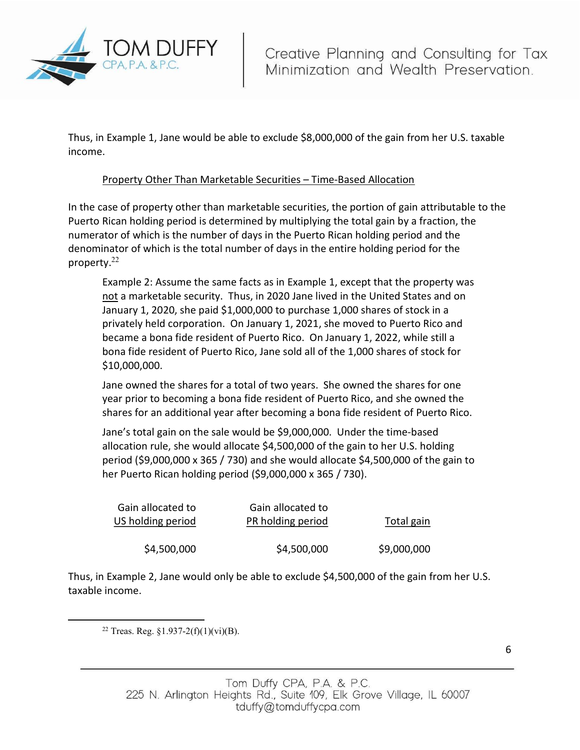Thus, in Example 1, Jane would be able to exclude $8,000,000 of the gain from her U.S. taxable income.

<u>Property Other Than Marketable Securities – Time-Based Allocation</u>

In the case of property other than marketable securities, the portion of gain attributable to the Puerto Rican holding period is determined by multiplying the total gain by a fraction, the numerator of which is the number of days in the Puerto Rican holding period and the denominator of which is the total number of days in the entire holding period for the property.[22]

> Example 2: Assume the same facts as in Example 1, except that the property was <u>not</u> a marketable security. Thus, in 2020 Jane lived in the United States and on January 1, 2020, she paid $1,000,000 to purchase 1,000 shares of stock in a privately held corporation. On January 1, 2021, she moved to Puerto Rico and became a bona fide resident of Puerto Rico. On January 1, 2022, while still a bona fide resident of Puerto Rico, Jane sold all of the 1,000 shares of stock for $10,000,000.
>
> Jane owned the shares for a total of two years. She owned the shares for one year prior to becoming a bona fide resident of Puerto Rico, and she owned the shares for an additional year after becoming a bona fide resident of Puerto Rico.
>
> Jane's total gain on the sale would be $9,000,000. Under the time-based allocation rule, she would allocate $4,500,000 of the gain to her U.S. holding period ($9,000,000 x 365 / 730) and she would allocate $4,500,000 of the gain to her Puerto Rican holding period ($9,000,000 x 365 / 730).

| Gain allocated to US holding period | Gain allocated to PR holding period | Total gain |
|---|---|---|
| $4,500,000 | $4,500,000 | $9,000,000 |

Thus, in Example 2, Jane would only be able to exclude $4,500,000 of the gain from her U.S. taxable income.

---

[22] Treas. Reg. §1.937-2(f)(1)(vi)(B).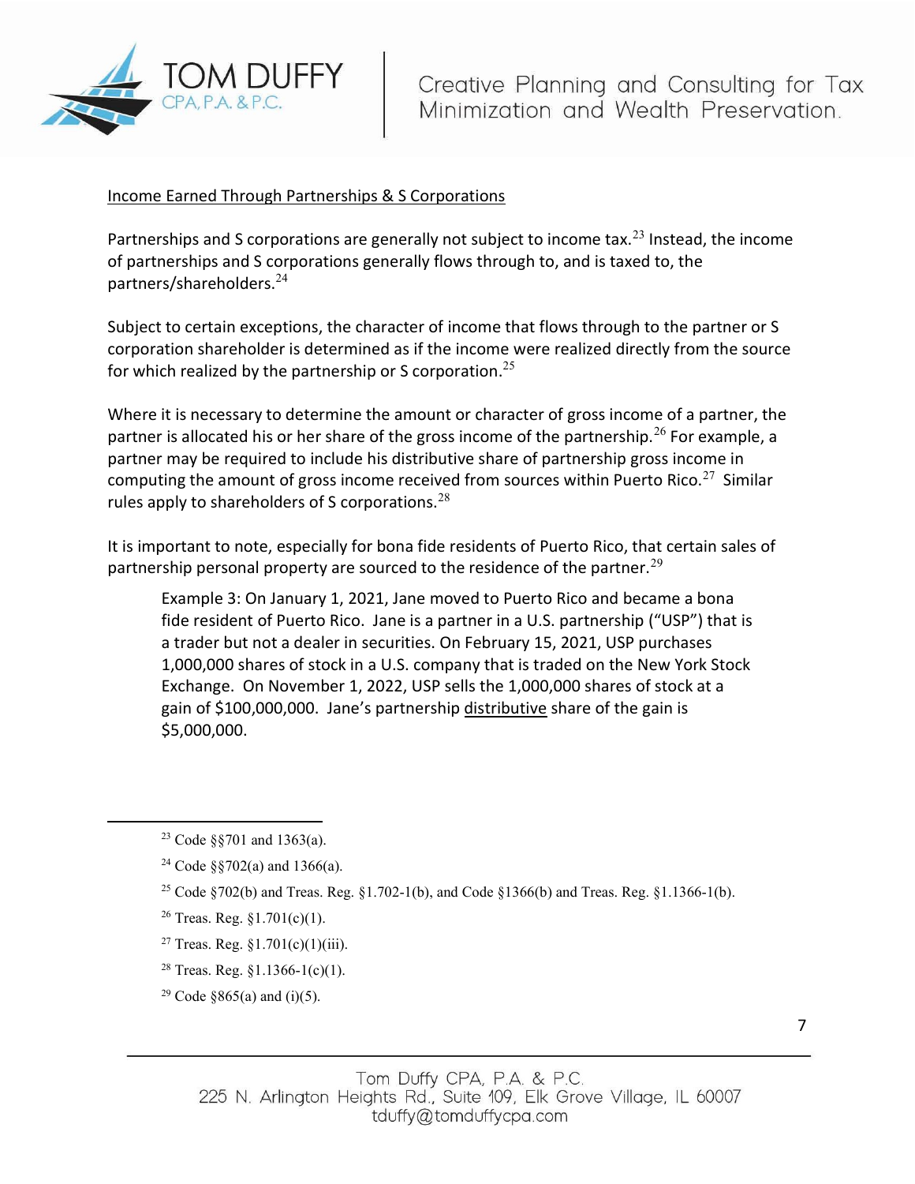<u>Income Earned Through Partnerships & S Corporations</u>

Partnerships and S corporations are generally not subject to income tax.[23] Instead, the income of partnerships and S corporations generally flows through to, and is taxed to, the partners/shareholders.[24]

Subject to certain exceptions, the character of income that flows through to the partner or S corporation shareholder is determined as if the income were realized directly from the source for which realized by the partnership or S corporation.[25]

Where it is necessary to determine the amount or character of gross income of a partner, the partner is allocated his or her share of the gross income of the partnership.[26] For example, a partner may be required to include his distributive share of partnership gross income in computing the amount of gross income received from sources within Puerto Rico.[27] Similar rules apply to shareholders of S corporations.[28]

It is important to note, especially for bona fide residents of Puerto Rico, that certain sales of partnership personal property are sourced to the residence of the partner.[29]

> Example 3: On January 1, 2021, Jane moved to Puerto Rico and became a bona fide resident of Puerto Rico. Jane is a partner in a U.S. partnership ("USP") that is a trader but not a dealer in securities. On February 15, 2021, USP purchases 1,000,000 shares of stock in a U.S. company that is traded on the New York Stock Exchange. On November 1, 2022, USP sells the 1,000,000 shares of stock at a gain of $100,000,000. Jane's partnership <u>distributive</u> share of the gain is $5,000,000.

---

[23] Code §§701 and 1363(a).

[24] Code §§702(a) and 1366(a).

[25] Code §702(b) and Treas. Reg. §1.702-1(b), and Code §1366(b) and Treas. Reg. §1.1366-1(b).

[26] Treas. Reg. §1.701(c)(1).

[27] Treas. Reg. §1.701(c)(1)(iii).

[28] Treas. Reg. §1.1366-1(c)(1).

[29] Code §865(a) and (i)(5).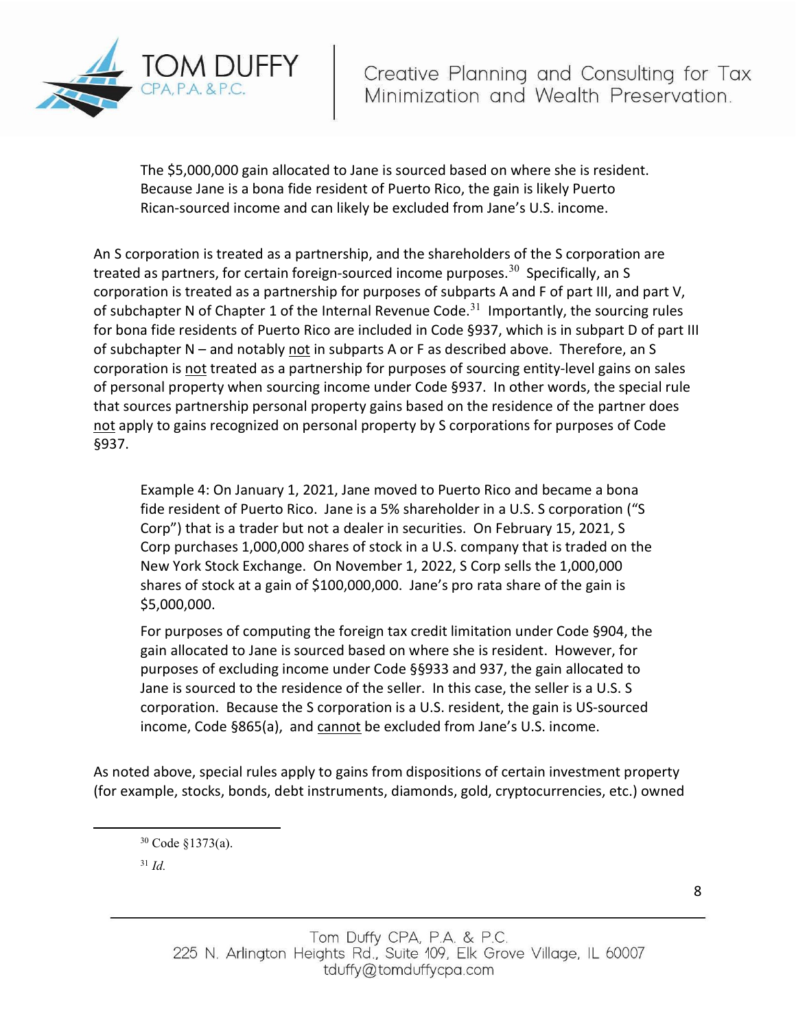The $5,000,000 gain allocated to Jane is sourced based on where she is resident. Because Jane is a bona fide resident of Puerto Rico, the gain is likely Puerto Rican-sourced income and can likely be excluded from Jane's U.S. income.

An S corporation is treated as a partnership, and the shareholders of the S corporation are treated as partners, for certain foreign-sourced income purposes.[30] Specifically, an S corporation is treated as a partnership for purposes of subparts A and F of part III, and part V, of subchapter N of Chapter 1 of the Internal Revenue Code.[31] Importantly, the sourcing rules for bona fide residents of Puerto Rico are included in Code §937, which is in subpart D of part III of subchapter N – and notably <u>not</u> in subparts A or F as described above. Therefore, an S corporation is <u>not</u> treated as a partnership for purposes of sourcing entity-level gains on sales of personal property when sourcing income under Code §937. In other words, the special rule that sources partnership personal property gains based on the residence of the partner does <u>not</u> apply to gains recognized on personal property by S corporations for purposes of Code §937.

> Example 4: On January 1, 2021, Jane moved to Puerto Rico and became a bona fide resident of Puerto Rico. Jane is a 5% shareholder in a U.S. S corporation ("S Corp") that is a trader but not a dealer in securities. On February 15, 2021, S Corp purchases 1,000,000 shares of stock in a U.S. company that is traded on the New York Stock Exchange. On November 1, 2022, S Corp sells the 1,000,000 shares of stock at a gain of $100,000,000. Jane's pro rata share of the gain is $5,000,000.
>
> For purposes of computing the foreign tax credit limitation under Code §904, the gain allocated to Jane is sourced based on where she is resident. However, for purposes of excluding income under Code §§933 and 937, the gain allocated to Jane is sourced to the residence of the seller. In this case, the seller is a U.S. S corporation. Because the S corporation is a U.S. resident, the gain is US-sourced income, Code §865(a), and <u>cannot</u> be excluded from Jane's U.S. income.

As noted above, special rules apply to gains from dispositions of certain investment property (for example, stocks, bonds, debt instruments, diamonds, gold, cryptocurrencies, etc.) owned

---

[30] Code §1373(a).

[31] *Id.*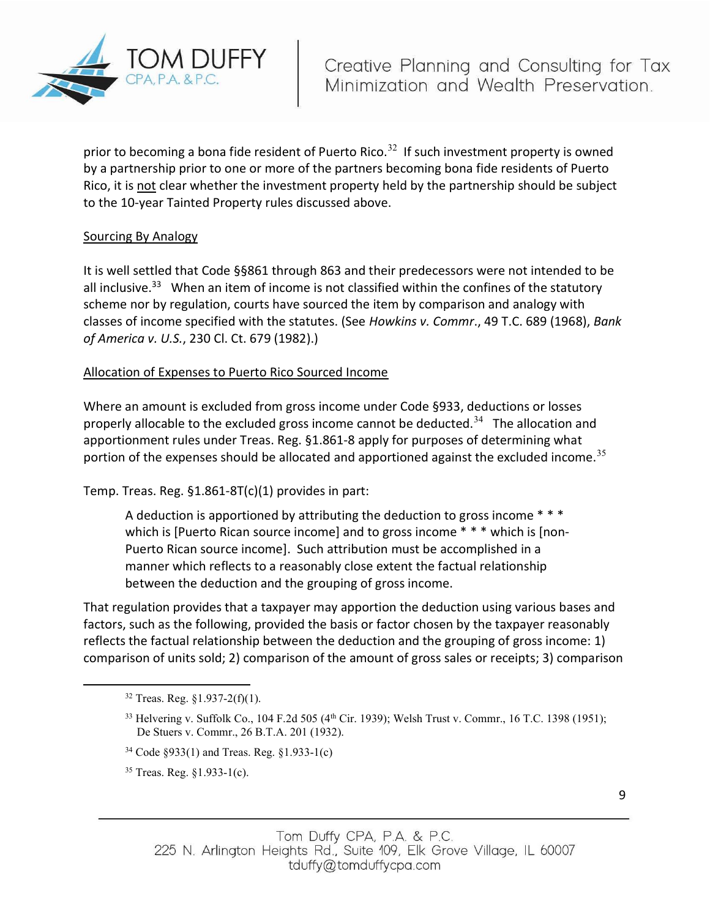prior to becoming a bona fide resident of Puerto Rico.[32] If such investment property is owned by a partnership prior to one or more of the partners becoming bona fide residents of Puerto Rico, it is not clear whether the investment property held by the partnership should be subject to the 10-year Tainted Property rules discussed above.

Sourcing By Analogy

It is well settled that Code §§861 through 863 and their predecessors were not intended to be all inclusive.[33] When an item of income is not classified within the confines of the statutory scheme nor by regulation, courts have sourced the item by comparison and analogy with classes of income specified with the statutes. (See *Howkins v. Commr.*, 49 T.C. 689 (1968), *Bank of America v. U.S.*, 230 Cl. Ct. 679 (1982).)

Allocation of Expenses to Puerto Rico Sourced Income

Where an amount is excluded from gross income under Code §933, deductions or losses properly allocable to the excluded gross income cannot be deducted.[34] The allocation and apportionment rules under Treas. Reg. §1.861-8 apply for purposes of determining what portion of the expenses should be allocated and apportioned against the excluded income.[35]

Temp. Treas. Reg. §1.861-8T(c)(1) provides in part:

> A deduction is apportioned by attributing the deduction to gross income * * * which is [Puerto Rican source income] and to gross income * * * which is [non-Puerto Rican source income]. Such attribution must be accomplished in a manner which reflects to a reasonably close extent the factual relationship between the deduction and the grouping of gross income.

That regulation provides that a taxpayer may apportion the deduction using various bases and factors, such as the following, provided the basis or factor chosen by the taxpayer reasonably reflects the factual relationship between the deduction and the grouping of gross income: 1) comparison of units sold; 2) comparison of the amount of gross sales or receipts; 3) comparison

---

[32] Treas. Reg. §1.937-2(f)(1).

[33] Helvering v. Suffolk Co., 104 F.2d 505 (4th Cir. 1939); Welsh Trust v. Commr., 16 T.C. 1398 (1951); De Stuers v. Commr., 26 B.T.A. 201 (1932).

[34] Code §933(1) and Treas. Reg. §1.933-1(c)

[35] Treas. Reg. §1.933-1(c).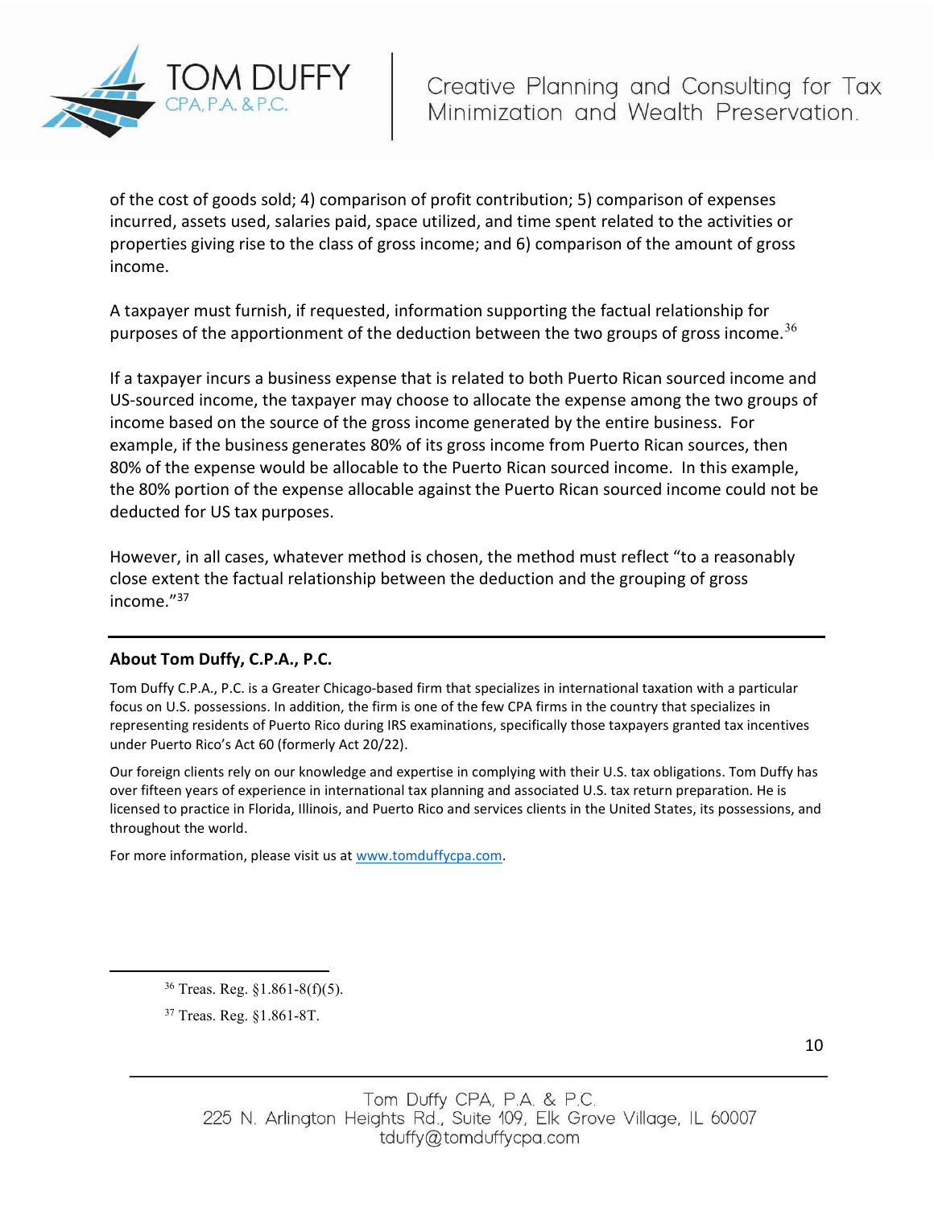of the cost of goods sold; 4) comparison of profit contribution; 5) comparison of expenses incurred, assets used, salaries paid, space utilized, and time spent related to the activities or properties giving rise to the class of gross income; and 6) comparison of the amount of gross income.

A taxpayer must furnish, if requested, information supporting the factual relationship for purposes of the apportionment of the deduction between the two groups of gross income.[36]

If a taxpayer incurs a business expense that is related to both Puerto Rican sourced income and US-sourced income, the taxpayer may choose to allocate the expense among the two groups of income based on the source of the gross income generated by the entire business. For example, if the business generates 80% of its gross income from Puerto Rican sources, then 80% of the expense would be allocable to the Puerto Rican sourced income. In this example, the 80% portion of the expense allocable against the Puerto Rican sourced income could not be deducted for US tax purposes.

However, in all cases, whatever method is chosen, the method must reflect "to a reasonably close extent the factual relationship between the deduction and the grouping of gross income."[37]

---

**About Tom Duffy, C.P.A., P.C.**

Tom Duffy C.P.A., P.C. is a Greater Chicago-based firm that specializes in international taxation with a particular focus on U.S. possessions. In addition, the firm is one of the few CPA firms in the country that specializes in representing residents of Puerto Rico during IRS examinations, specifically those taxpayers granted tax incentives under Puerto Rico's Act 60 (formerly Act 20/22).

Our foreign clients rely on our knowledge and expertise in complying with their U.S. tax obligations. Tom Duffy has over fifteen years of experience in international tax planning and associated U.S. tax return preparation. He is licensed to practice in Florida, Illinois, and Puerto Rico and services clients in the United States, its possessions, and throughout the world.

For more information, please visit us at [www.tomduffycpa.com](www.tomduffycpa.com).

---

[36] Treas. Reg. §1.861-8(f)(5).

[37] Treas. Reg. §1.861-8T.